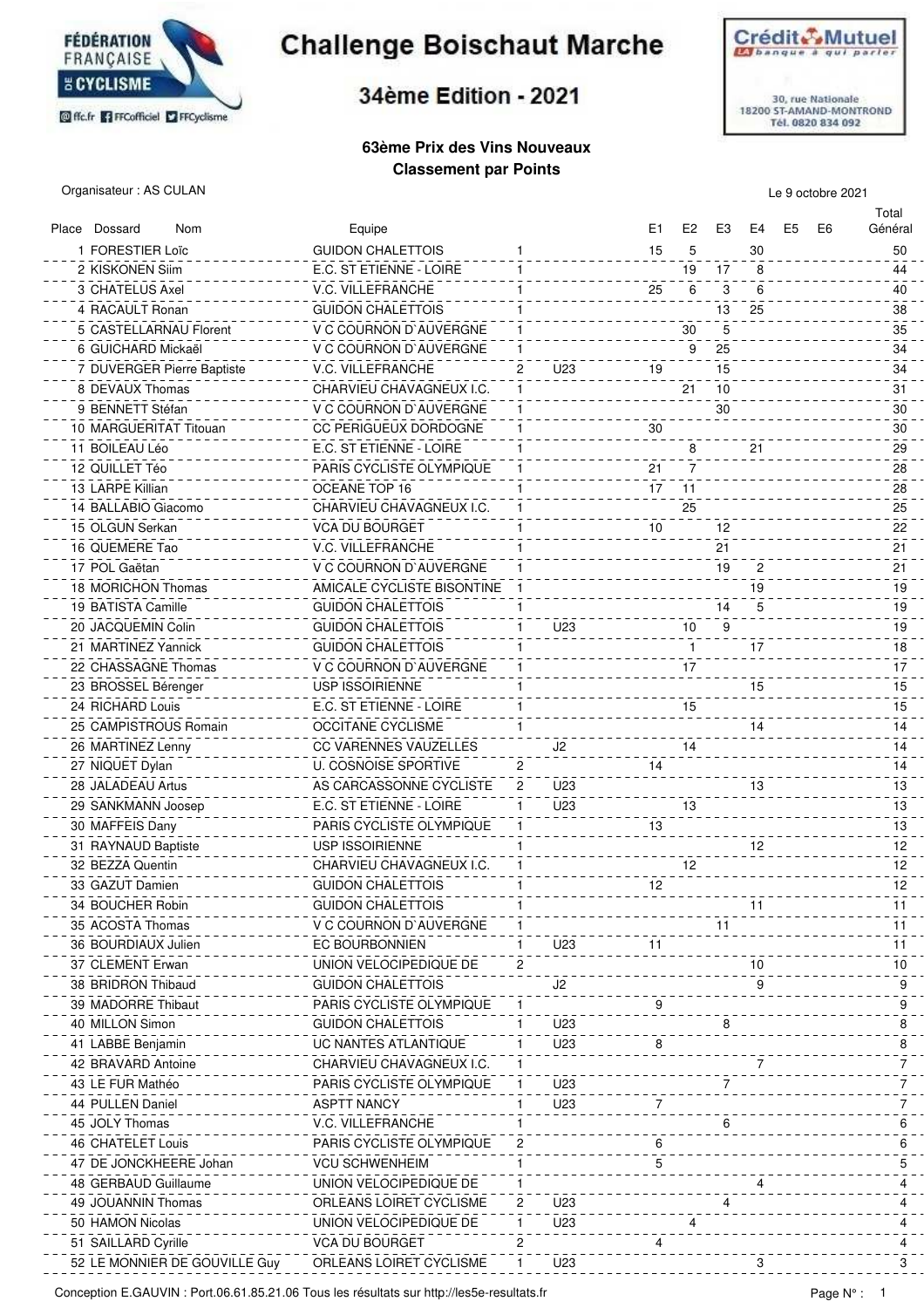# Challenge Boischaut Marche

## 34ème Edition - 2021

Crédit Mutuel
LA banque à qui parler
30, rue Nationale
18200 ST-AMAND-MONTROND
Tél. 0820 834 092

### 63ème Prix des Vins Nouveaux
### Classement par Points

Organisateur : AS CULAN

Le 9 octobre 2021

| Place | Dossard | Nom | Equipe | | | E1 | E2 | E3 | E4 | E5 | E6 | Total Général |
|---|---|---|---|---|---|---|---|---|---|---|---|---|
| 1 | | FORESTIER Loïc | GUIDON CHALETTOIS | 1 | | 15 | 5 | | 30 | | | 50 |
| 2 | | KISKONEN Siim | E.C. ST ETIENNE - LOIRE | 1 | | | 19 | 17 | 8 | | | 44 |
| 3 | | CHATELUS Axel | V.C. VILLEFRANCHE | 1 | | 25 | 6 | 3 | 6 | | | 40 |
| 4 | | RACAULT Ronan | GUIDON CHALETTOIS | 1 | | | | 13 | 25 | | | 38 |
| 5 | | CASTELLARNAU Florent | V C COURNON D AUVERGNE | 1 | | | 30 | 5 | | | | 35 |
| 6 | | GUICHARD Mickaël | V C COURNON D AUVERGNE | 1 | | | 9 | 25 | | | | 34 |
| 7 | | DUVERGER Pierre Baptiste | V.C. VILLEFRANCHE | 2 | U23 | 19 | | 15 | | | | 34 |
| 8 | | DEVAUX Thomas | CHARVIEU CHAVAGNEUX I.C. | 1 | | | 21 | 10 | | | | 31 |
| 9 | | BENNETT Stéfan | V C COURNON D AUVERGNE | 1 | | | | 30 | | | | 30 |
| 10 | | MARGUERITAT Titouan | CC PERIGUEUX DORDOGNE | 1 | | 30 | | | | | | 30 |
| 11 | | BOILEAU Léo | E.C. ST ETIENNE - LOIRE | 1 | | | 8 | | 21 | | | 29 |
| 12 | | QUILLET Téo | PARIS CYCLISTE OLYMPIQUE | 1 | | 21 | 7 | | | | | 28 |
| 13 | | LARPE Killian | OCEANE TOP 16 | 1 | | 17 | 11 | | | | | 28 |
| 14 | | BALLABIO Giacomo | CHARVIEU CHAVAGNEUX I.C. | 1 | | | 25 | | | | | 25 |
| 15 | | OLGUN Serkan | VCA DU BOURGET | 1 | | 10 | | 12 | | | | 22 |
| 16 | | QUEMERE Tao | V.C. VILLEFRANCHE | 1 | | | | 21 | | | | 21 |
| 17 | | POL Gaëtan | V C COURNON D AUVERGNE | 1 | | | | 19 | 2 | | | 21 |
| 18 | | MORICHON Thomas | AMICALE CYCLISTE BISONTINE | 1 | | | | | 19 | | | 19 |
| 19 | | BATISTA Camille | GUIDON CHALETTOIS | 1 | | | | 14 | 5 | | | 19 |
| 20 | | JACQUEMIN Colin | GUIDON CHALETTOIS | 1 | U23 | | 10 | 9 | | | | 19 |
| 21 | | MARTINEZ Yannick | GUIDON CHALETTOIS | 1 | | | 1 | | 17 | | | 18 |
| 22 | | CHASSAGNE Thomas | V C COURNON D AUVERGNE | 1 | | | 17 | | | | | 17 |
| 23 | | BROSSEL Bérenger | USP ISSOIRIENNE | 1 | | | | | 15 | | | 15 |
| 24 | | RICHARD Louis | E.C. ST ETIENNE - LOIRE | 1 | | | 15 | | | | | 15 |
| 25 | | CAMPISTROUS Romain | OCCITANE CYCLISME | 1 | | | | | 14 | | | 14 |
| 26 | | MARTINEZ Lenny | CC VARENNES VAUZELLES | | J2 | | 14 | | | | | 14 |
| 27 | | NIQUET Dylan | U. COSNOISE SPORTIVE | 2 | | 14 | | | | | | 14 |
| 28 | | JALADEAU Artus | AS CARCASSONNE CYCLISTE | 2 | U23 | | | | 13 | | | 13 |
| 29 | | SANKMANN Joosep | E.C. ST ETIENNE - LOIRE | 1 | U23 | | 13 | | | | | 13 |
| 30 | | MAFFEIS Dany | PARIS CYCLISTE OLYMPIQUE | 1 | | 13 | | | | | | 13 |
| 31 | | RAYNAUD Baptiste | USP ISSOIRIENNE | 1 | | | | | 12 | | | 12 |
| 32 | | BEZZA Quentin | CHARVIEU CHAVAGNEUX I.C. | 1 | | | 12 | | | | | 12 |
| 33 | | GAZUT Damien | GUIDON CHALETTOIS | 1 | | 12 | | | | | | 12 |
| 34 | | BOUCHER Robin | GUIDON CHALETTOIS | 1 | | | | | 11 | | | 11 |
| 35 | | ACOSTA Thomas | V C COURNON D AUVERGNE | 1 | | | | 11 | | | | 11 |
| 36 | | BOURDIAUX Julien | EC BOURBONNIEN | 1 | U23 | 11 | | | | | | 11 |
| 37 | | CLEMENT Erwan | UNION VELOCIPEDIQUE DE | 2 | | | | | 10 | | | 10 |
| 38 | | BRIDRON Thibaud | GUIDON CHALETTOIS | | J2 | | | | 9 | | | 9 |
| 39 | | MADORRE Thibaut | PARIS CYCLISTE OLYMPIQUE | 1 | | 9 | | | | | | 9 |
| 40 | | MILLON Simon | GUIDON CHALETTOIS | 1 | U23 | | | 8 | | | | 8 |
| 41 | | LABBE Benjamin | UC NANTES ATLANTIQUE | 1 | U23 | 8 | | | | | | 8 |
| 42 | | BRAVARD Antoine | CHARVIEU CHAVAGNEUX I.C. | 1 | | | | | 7 | | | 7 |
| 43 | | LE FUR Mathéo | PARIS CYCLISTE OLYMPIQUE | 1 | U23 | | | 7 | | | | 7 |
| 44 | | PULLEN Daniel | ASPTT NANCY | 1 | U23 | 7 | | | | | | 7 |
| 45 | | JOLY Thomas | V.C. VILLEFRANCHE | 1 | | | | 6 | | | | 6 |
| 46 | | CHATELET Louis | PARIS CYCLISTE OLYMPIQUE | 2 | | 6 | | | | | | 6 |
| 47 | | DE JONCKHEERE Johan | VCU SCHWENHEIM | 1 | | 5 | | | | | | 5 |
| 48 | | GERBAUD Guillaume | UNION VELOCIPEDIQUE DE | 1 | | | | | 4 | | | 4 |
| 49 | | JOUANNIN Thomas | ORLEANS LOIRET CYCLISME | 2 | U23 | | | 4 | | | | 4 |
| 50 | | HAMON Nicolas | UNION VELOCIPEDIQUE DE | 1 | U23 | | 4 | | | | | 4 |
| 51 | | SAILLARD Cyrille | VCA DU BOURGET | 2 | | 4 | | | | | | 4 |
| 52 | | LE MONNIER DE GOUVILLE Guy | ORLEANS LOIRET CYCLISME | 1 | U23 | | | | 3 | | | 3 |

Conception E.GAUVIN : Port.06.61.85.21.06 Tous les résultats sur http://les5e-resultats.fr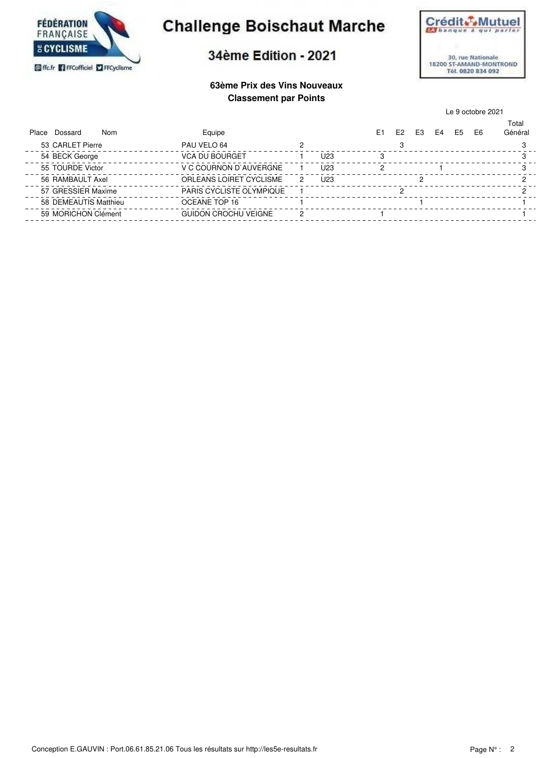# Challenge Boischaut Marche

## 34ème Edition - 2021

### 63ème Prix des Vins Nouveaux
### Classement par Points

Le 9 octobre 2021

| Place | Dossard | Nom | Equipe | | | E1 | E2 | E3 | E4 | E5 | E6 | Total Général |
|---|---|---|---|---|---|---|---|---|---|---|---|---|
| 53 | | CARLET Pierre | PAU VELO 64 | 2 | | | 3 | | | | | 3 |
| 54 | | BECK George | VCA DU BOURGET | 1 | U23 | 3 | | | | | | 3 |
| 55 | | TOURDE Victor | V C COURNON D`AUVERGNE | 1 | U23 | 2 | | | 1 | | | 3 |
| 56 | | RAMBAULT Axel | ORLEANS LOIRET CYCLISME | 2 | U23 | | | 2 | | | | 2 |
| 57 | | GRESSIER Maxime | PARIS CYCLISTE OLYMPIQUE | 1 | | | 2 | | | | | 2 |
| 58 | | DEMEAUTIS Matthieu | OCEANE TOP 16 | 1 | | | | 1 | | | | 1 |
| 59 | | MORICHON Clément | GUIDON CROCHU VEIGNE | 2 | | 1 | | | | | | 1 |

Conception E.GAUVIN : Port.06.61.85.21.06 Tous les résultats sur http://les5e-resultats.fr